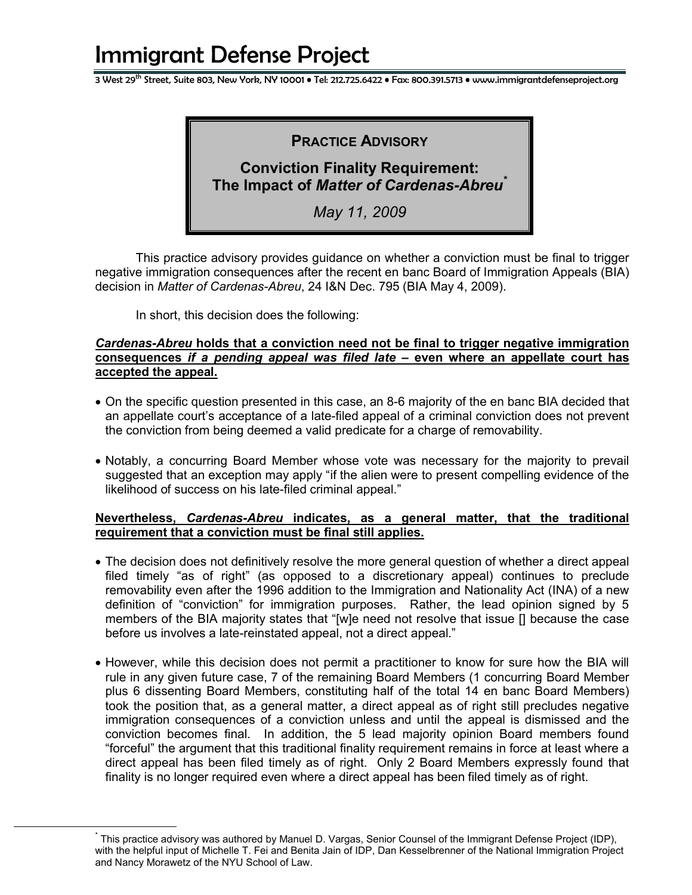# Immigrant Defense Project

3 West 29th Street, Suite 803, New York, NY 10001 • Tel: 212.725.6422 • Fax: 800.391.5713 • www.immigrantdefenseproject.org

## PRACTICE ADVISORY

## Conviction Finality Requirement: The Impact of *Matter of Cardenas-Abreu*[*]

*May 11, 2009*

This practice advisory provides guidance on whether a conviction must be final to trigger negative immigration consequences after the recent en banc Board of Immigration Appeals (BIA) decision in *Matter of Cardenas-Abreu*, 24 I&N Dec. 795 (BIA May 4, 2009).

In short, this decision does the following:

***Cardenas-Abreu*** **holds that a conviction need not be final to trigger negative immigration consequences** ***if a pending appeal was filed late*** **– even where an appellate court has accepted the appeal.**

- On the specific question presented in this case, an 8-6 majority of the en banc BIA decided that an appellate court's acceptance of a late-filed appeal of a criminal conviction does not prevent the conviction from being deemed a valid predicate for a charge of removability.
- Notably, a concurring Board Member whose vote was necessary for the majority to prevail suggested that an exception may apply "if the alien were to present compelling evidence of the likelihood of success on his late-filed criminal appeal."

**Nevertheless,** ***Cardenas-Abreu*** **indicates, as a general matter, that the traditional requirement that a conviction must be final still applies.**

- The decision does not definitively resolve the more general question of whether a direct appeal filed timely "as of right" (as opposed to a discretionary appeal) continues to preclude removability even after the 1996 addition to the Immigration and Nationality Act (INA) of a new definition of "conviction" for immigration purposes. Rather, the lead opinion signed by 5 members of the BIA majority states that "[w]e need not resolve that issue [] because the case before us involves a late-reinstated appeal, not a direct appeal."
- However, while this decision does not permit a practitioner to know for sure how the BIA will rule in any given future case, 7 of the remaining Board Members (1 concurring Board Member plus 6 dissenting Board Members, constituting half of the total 14 en banc Board Members) took the position that, as a general matter, a direct appeal as of right still precludes negative immigration consequences of a conviction unless and until the appeal is dismissed and the conviction becomes final. In addition, the 5 lead majority opinion Board members found "forceful" the argument that this traditional finality requirement remains in force at least where a direct appeal has been filed timely as of right. Only 2 Board Members expressly found that finality is no longer required even where a direct appeal has been filed timely as of right.

---

[*] This practice advisory was authored by Manuel D. Vargas, Senior Counsel of the Immigrant Defense Project (IDP), with the helpful input of Michelle T. Fei and Benita Jain of IDP, Dan Kesselbrenner of the National Immigration Project and Nancy Morawetz of the NYU School of Law.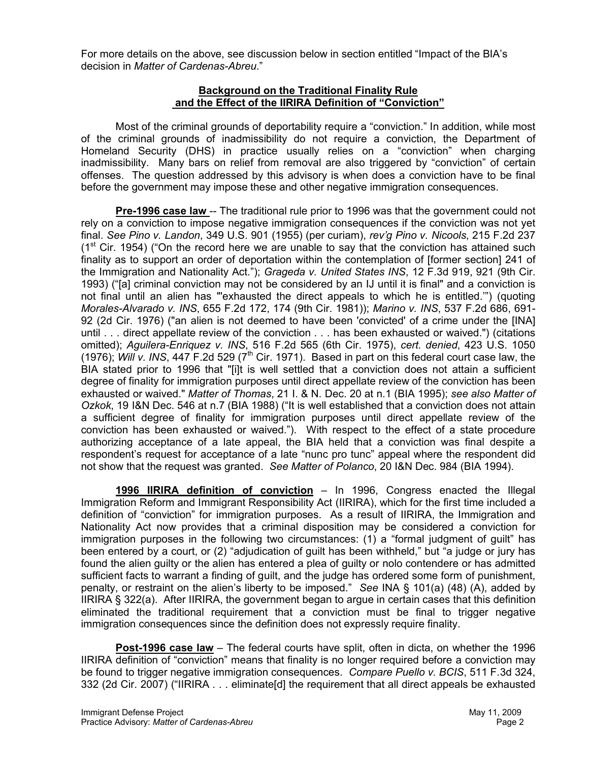For more details on the above, see discussion below in section entitled "Impact of the BIA's decision in *Matter of Cardenas-Abreu*."

## Background on the Traditional Finality Rule and the Effect of the IIRIRA Definition of "Conviction"

Most of the criminal grounds of deportability require a "conviction." In addition, while most of the criminal grounds of inadmissibility do not require a conviction, the Department of Homeland Security (DHS) in practice usually relies on a "conviction" when charging inadmissibility. Many bars on relief from removal are also triggered by "conviction" of certain offenses. The question addressed by this advisory is when does a conviction have to be final before the government may impose these and other negative immigration consequences.

**Pre-1996 case law** -- The traditional rule prior to 1996 was that the government could not rely on a conviction to impose negative immigration consequences if the conviction was not yet final. *See Pino v. Landon*, 349 U.S. 901 (1955) (per curiam), *rev'g Pino v. Nicools*, 215 F.2d 237 (1st Cir. 1954) ("On the record here we are unable to say that the conviction has attained such finality as to support an order of deportation within the contemplation of [former section] 241 of the Immigration and Nationality Act."); *Grageda v. United States INS*, 12 F.3d 919, 921 (9th Cir. 1993) ("[a] criminal conviction may not be considered by an IJ until it is final" and a conviction is not final until an alien has "'exhausted the direct appeals to which he is entitled.'") (quoting *Morales-Alvarado v. INS*, 655 F.2d 172, 174 (9th Cir. 1981)); *Marino v. INS*, 537 F.2d 686, 691-92 (2d Cir. 1976) ("an alien is not deemed to have been 'convicted' of a crime under the [INA] until . . . direct appellate review of the conviction . . . has been exhausted or waived.") (citations omitted); *Aguilera-Enriquez v. INS*, 516 F.2d 565 (6th Cir. 1975), *cert. denied*, 423 U.S. 1050 (1976); *Will v. INS*, 447 F.2d 529 (7th Cir. 1971). Based in part on this federal court case law, the BIA stated prior to 1996 that "[i]t is well settled that a conviction does not attain a sufficient degree of finality for immigration purposes until direct appellate review of the conviction has been exhausted or waived." *Matter of Thomas*, 21 I. & N. Dec. 20 at n.1 (BIA 1995); *see also Matter of Ozkok*, 19 I&N Dec. 546 at n.7 (BIA 1988) ("It is well established that a conviction does not attain a sufficient degree of finality for immigration purposes until direct appellate review of the conviction has been exhausted or waived."). With respect to the effect of a state procedure authorizing acceptance of a late appeal, the BIA held that a conviction was final despite a respondent's request for acceptance of a late "nunc pro tunc" appeal where the respondent did not show that the request was granted. *See Matter of Polanco*, 20 I&N Dec. 984 (BIA 1994).

**1996 IIRIRA definition of conviction** – In 1996, Congress enacted the Illegal Immigration Reform and Immigrant Responsibility Act (IIRIRA), which for the first time included a definition of "conviction" for immigration purposes. As a result of IIRIRA, the Immigration and Nationality Act now provides that a criminal disposition may be considered a conviction for immigration purposes in the following two circumstances: (1) a "formal judgment of guilt" has been entered by a court, or (2) "adjudication of guilt has been withheld," but "a judge or jury has found the alien guilty or the alien has entered a plea of guilty or nolo contendere or has admitted sufficient facts to warrant a finding of guilt, and the judge has ordered some form of punishment, penalty, or restraint on the alien's liberty to be imposed." *See* INA § 101(a) (48) (A), added by IIRIRA § 322(a). After IIRIRA, the government began to argue in certain cases that this definition eliminated the traditional requirement that a conviction must be final to trigger negative immigration consequences since the definition does not expressly require finality.

**Post-1996 case law** – The federal courts have split, often in dicta, on whether the 1996 IIRIRA definition of "conviction" means that finality is no longer required before a conviction may be found to trigger negative immigration consequences. *Compare Puello v. BCIS*, 511 F.3d 324, 332 (2d Cir. 2007) ("IIRIRA . . . eliminate[d] the requirement that all direct appeals be exhausted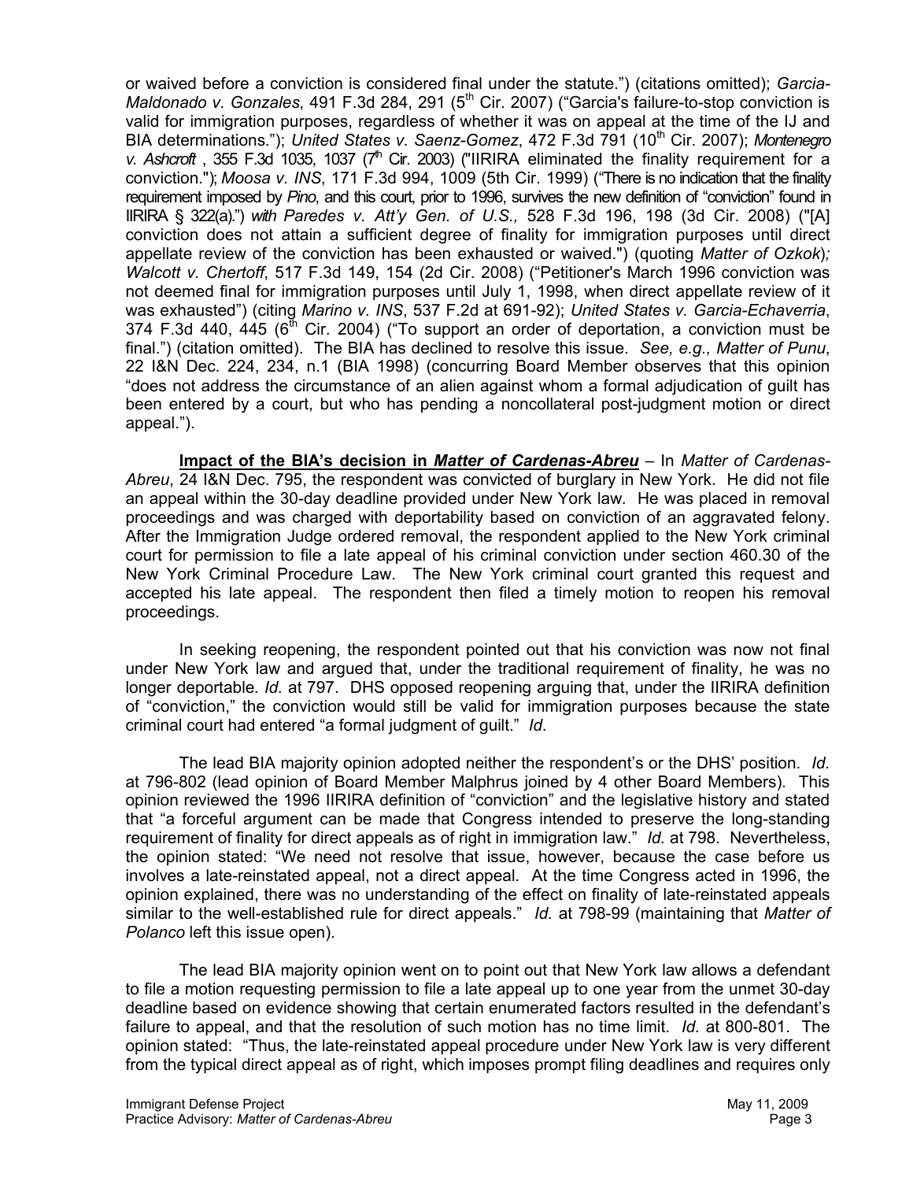or waived before a conviction is considered final under the statute.") (citations omitted); *Garcia-Maldonado v. Gonzales*, 491 F.3d 284, 291 (5th Cir. 2007) ("Garcia's failure-to-stop conviction is valid for immigration purposes, regardless of whether it was on appeal at the time of the IJ and BIA determinations."); *United States v. Saenz-Gomez*, 472 F.3d 791 (10th Cir. 2007); *Montenegro v. Ashcroft* , 355 F.3d 1035, 1037 (7th Cir. 2003) ("IIRIRA eliminated the finality requirement for a conviction."); *Moosa v. INS*, 171 F.3d 994, 1009 (5th Cir. 1999) ("There is no indication that the finality requirement imposed by *Pino*, and this court, prior to 1996, survives the new definition of "conviction" found in IIRIRA § 322(a).") *with Paredes v. Att'y Gen. of U.S.,* 528 F.3d 196, 198 (3d Cir. 2008) ("[A] conviction does not attain a sufficient degree of finality for immigration purposes until direct appellate review of the conviction has been exhausted or waived.") (quoting *Matter of Ozkok*)*; Walcott v. Chertoff*, 517 F.3d 149, 154 (2d Cir. 2008) ("Petitioner's March 1996 conviction was not deemed final for immigration purposes until July 1, 1998, when direct appellate review of it was exhausted") (citing *Marino v. INS*, 537 F.2d at 691-92); *United States v. Garcia-Echaverria*, 374 F.3d 440, 445 (6th Cir. 2004) ("To support an order of deportation, a conviction must be final.") (citation omitted). The BIA has declined to resolve this issue. *See, e.g., Matter of Punu*, 22 I&N Dec. 224, 234, n.1 (BIA 1998) (concurring Board Member observes that this opinion "does not address the circumstance of an alien against whom a formal adjudication of guilt has been entered by a court, but who has pending a noncollateral post-judgment motion or direct appeal.").

**Impact of the BIA's decision in *Matter of Cardenas-Abreu*** – In *Matter of Cardenas-Abreu*, 24 I&N Dec. 795, the respondent was convicted of burglary in New York. He did not file an appeal within the 30-day deadline provided under New York law. He was placed in removal proceedings and was charged with deportability based on conviction of an aggravated felony. After the Immigration Judge ordered removal, the respondent applied to the New York criminal court for permission to file a late appeal of his criminal conviction under section 460.30 of the New York Criminal Procedure Law. The New York criminal court granted this request and accepted his late appeal. The respondent then filed a timely motion to reopen his removal proceedings.

In seeking reopening, the respondent pointed out that his conviction was now not final under New York law and argued that, under the traditional requirement of finality, he was no longer deportable. *Id.* at 797. DHS opposed reopening arguing that, under the IIRIRA definition of "conviction," the conviction would still be valid for immigration purposes because the state criminal court had entered "a formal judgment of guilt." *Id*.

The lead BIA majority opinion adopted neither the respondent's or the DHS' position. *Id.* at 796-802 (lead opinion of Board Member Malphrus joined by 4 other Board Members). This opinion reviewed the 1996 IIRIRA definition of "conviction" and the legislative history and stated that "a forceful argument can be made that Congress intended to preserve the long-standing requirement of finality for direct appeals as of right in immigration law." *Id.* at 798. Nevertheless, the opinion stated: "We need not resolve that issue, however, because the case before us involves a late-reinstated appeal, not a direct appeal. At the time Congress acted in 1996, the opinion explained, there was no understanding of the effect on finality of late-reinstated appeals similar to the well-established rule for direct appeals." *Id.* at 798-99 (maintaining that *Matter of Polanco* left this issue open).

The lead BIA majority opinion went on to point out that New York law allows a defendant to file a motion requesting permission to file a late appeal up to one year from the unmet 30-day deadline based on evidence showing that certain enumerated factors resulted in the defendant's failure to appeal, and that the resolution of such motion has no time limit. *Id.* at 800-801. The opinion stated: "Thus, the late-reinstated appeal procedure under New York law is very different from the typical direct appeal as of right, which imposes prompt filing deadlines and requires only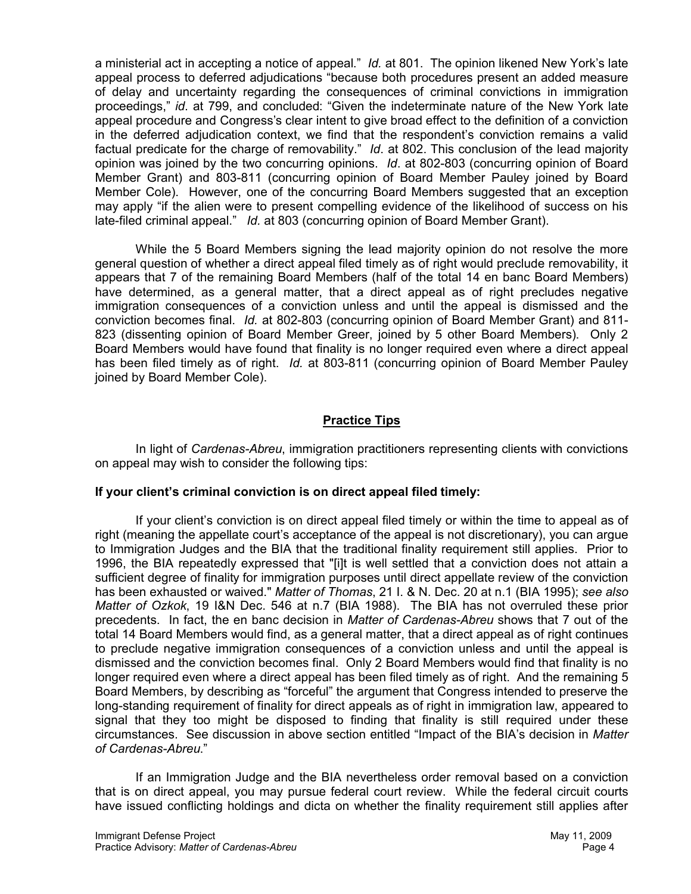a ministerial act in accepting a notice of appeal." *Id.* at 801. The opinion likened New York's late appeal process to deferred adjudications "because both procedures present an added measure of delay and uncertainty regarding the consequences of criminal convictions in immigration proceedings," *id*. at 799, and concluded: "Given the indeterminate nature of the New York late appeal procedure and Congress's clear intent to give broad effect to the definition of a conviction in the deferred adjudication context, we find that the respondent's conviction remains a valid factual predicate for the charge of removability." *Id*. at 802. This conclusion of the lead majority opinion was joined by the two concurring opinions. *Id*. at 802-803 (concurring opinion of Board Member Grant) and 803-811 (concurring opinion of Board Member Pauley joined by Board Member Cole). However, one of the concurring Board Members suggested that an exception may apply "if the alien were to present compelling evidence of the likelihood of success on his late-filed criminal appeal." *Id.* at 803 (concurring opinion of Board Member Grant).

While the 5 Board Members signing the lead majority opinion do not resolve the more general question of whether a direct appeal filed timely as of right would preclude removability, it appears that 7 of the remaining Board Members (half of the total 14 en banc Board Members) have determined, as a general matter, that a direct appeal as of right precludes negative immigration consequences of a conviction unless and until the appeal is dismissed and the conviction becomes final. *Id.* at 802-803 (concurring opinion of Board Member Grant) and 811-823 (dissenting opinion of Board Member Greer, joined by 5 other Board Members). Only 2 Board Members would have found that finality is no longer required even where a direct appeal has been filed timely as of right. *Id.* at 803-811 (concurring opinion of Board Member Pauley joined by Board Member Cole).

## Practice Tips

In light of *Cardenas-Abreu*, immigration practitioners representing clients with convictions on appeal may wish to consider the following tips:

**If your client's criminal conviction is on direct appeal filed timely:**

If your client's conviction is on direct appeal filed timely or within the time to appeal as of right (meaning the appellate court's acceptance of the appeal is not discretionary), you can argue to Immigration Judges and the BIA that the traditional finality requirement still applies. Prior to 1996, the BIA repeatedly expressed that "[i]t is well settled that a conviction does not attain a sufficient degree of finality for immigration purposes until direct appellate review of the conviction has been exhausted or waived." *Matter of Thomas*, 21 I. & N. Dec. 20 at n.1 (BIA 1995); *see also Matter of Ozkok*, 19 I&N Dec. 546 at n.7 (BIA 1988). The BIA has not overruled these prior precedents. In fact, the en banc decision in *Matter of Cardenas-Abreu* shows that 7 out of the total 14 Board Members would find, as a general matter, that a direct appeal as of right continues to preclude negative immigration consequences of a conviction unless and until the appeal is dismissed and the conviction becomes final. Only 2 Board Members would find that finality is no longer required even where a direct appeal has been filed timely as of right. And the remaining 5 Board Members, by describing as "forceful" the argument that Congress intended to preserve the long-standing requirement of finality for direct appeals as of right in immigration law, appeared to signal that they too might be disposed to finding that finality is still required under these circumstances. See discussion in above section entitled "Impact of the BIA's decision in *Matter of Cardenas-Abreu*."

If an Immigration Judge and the BIA nevertheless order removal based on a conviction that is on direct appeal, you may pursue federal court review. While the federal circuit courts have issued conflicting holdings and dicta on whether the finality requirement still applies after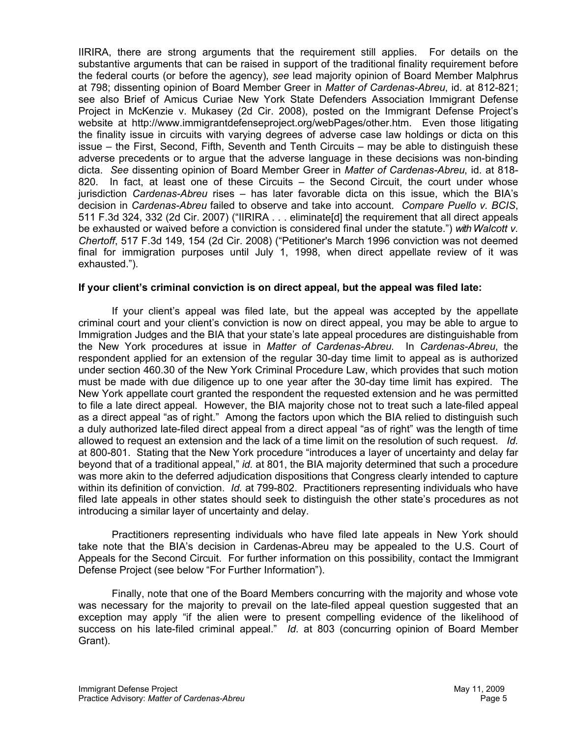IIRIRA, there are strong arguments that the requirement still applies. For details on the substantive arguments that can be raised in support of the traditional finality requirement before the federal courts (or before the agency), *see* lead majority opinion of Board Member Malphrus at 798; dissenting opinion of Board Member Greer in *Matter of Cardenas-Abreu*, id. at 812-821; see also Brief of Amicus Curiae New York State Defenders Association Immigrant Defense Project in McKenzie v. Mukasey (2d Cir. 2008), posted on the Immigrant Defense Project's website at http://www.immigrantdefenseproject.org/webPages/other.htm. Even those litigating the finality issue in circuits with varying degrees of adverse case law holdings or dicta on this issue – the First, Second, Fifth, Seventh and Tenth Circuits – may be able to distinguish these adverse precedents or to argue that the adverse language in these decisions was non-binding dicta. *See* dissenting opinion of Board Member Greer in *Matter of Cardenas-Abreu*, id. at 818-820. In fact, at least one of these Circuits – the Second Circuit, the court under whose jurisdiction *Cardenas-Abreu* rises – has later favorable dicta on this issue, which the BIA's decision in *Cardenas-Abreu* failed to observe and take into account. *Compare Puello v. BCIS*, 511 F.3d 324, 332 (2d Cir. 2007) ("IIRIRA . . . eliminate[d] the requirement that all direct appeals be exhausted or waived before a conviction is considered final under the statute.") *with Walcott v. Chertoff*, 517 F.3d 149, 154 (2d Cir. 2008) ("Petitioner's March 1996 conviction was not deemed final for immigration purposes until July 1, 1998, when direct appellate review of it was exhausted.").

**If your client's criminal conviction is on direct appeal, but the appeal was filed late:**

If your client's appeal was filed late, but the appeal was accepted by the appellate criminal court and your client's conviction is now on direct appeal, you may be able to argue to Immigration Judges and the BIA that your state's late appeal procedures are distinguishable from the New York procedures at issue in *Matter of Cardenas-Abreu*. In *Cardenas-Abreu*, the respondent applied for an extension of the regular 30-day time limit to appeal as is authorized under section 460.30 of the New York Criminal Procedure Law, which provides that such motion must be made with due diligence up to one year after the 30-day time limit has expired. The New York appellate court granted the respondent the requested extension and he was permitted to file a late direct appeal. However, the BIA majority chose not to treat such a late-filed appeal as a direct appeal "as of right." Among the factors upon which the BIA relied to distinguish such a duly authorized late-filed direct appeal from a direct appeal "as of right" was the length of time allowed to request an extension and the lack of a time limit on the resolution of such request. *Id.* at 800-801. Stating that the New York procedure "introduces a layer of uncertainty and delay far beyond that of a traditional appeal," *id.* at 801, the BIA majority determined that such a procedure was more akin to the deferred adjudication dispositions that Congress clearly intended to capture within its definition of conviction. *Id.* at 799-802. Practitioners representing individuals who have filed late appeals in other states should seek to distinguish the other state's procedures as not introducing a similar layer of uncertainty and delay.

Practitioners representing individuals who have filed late appeals in New York should take note that the BIA's decision in Cardenas-Abreu may be appealed to the U.S. Court of Appeals for the Second Circuit. For further information on this possibility, contact the Immigrant Defense Project (see below "For Further Information").

Finally, note that one of the Board Members concurring with the majority and whose vote was necessary for the majority to prevail on the late-filed appeal question suggested that an exception may apply "if the alien were to present compelling evidence of the likelihood of success on his late-filed criminal appeal." *Id*. at 803 (concurring opinion of Board Member Grant).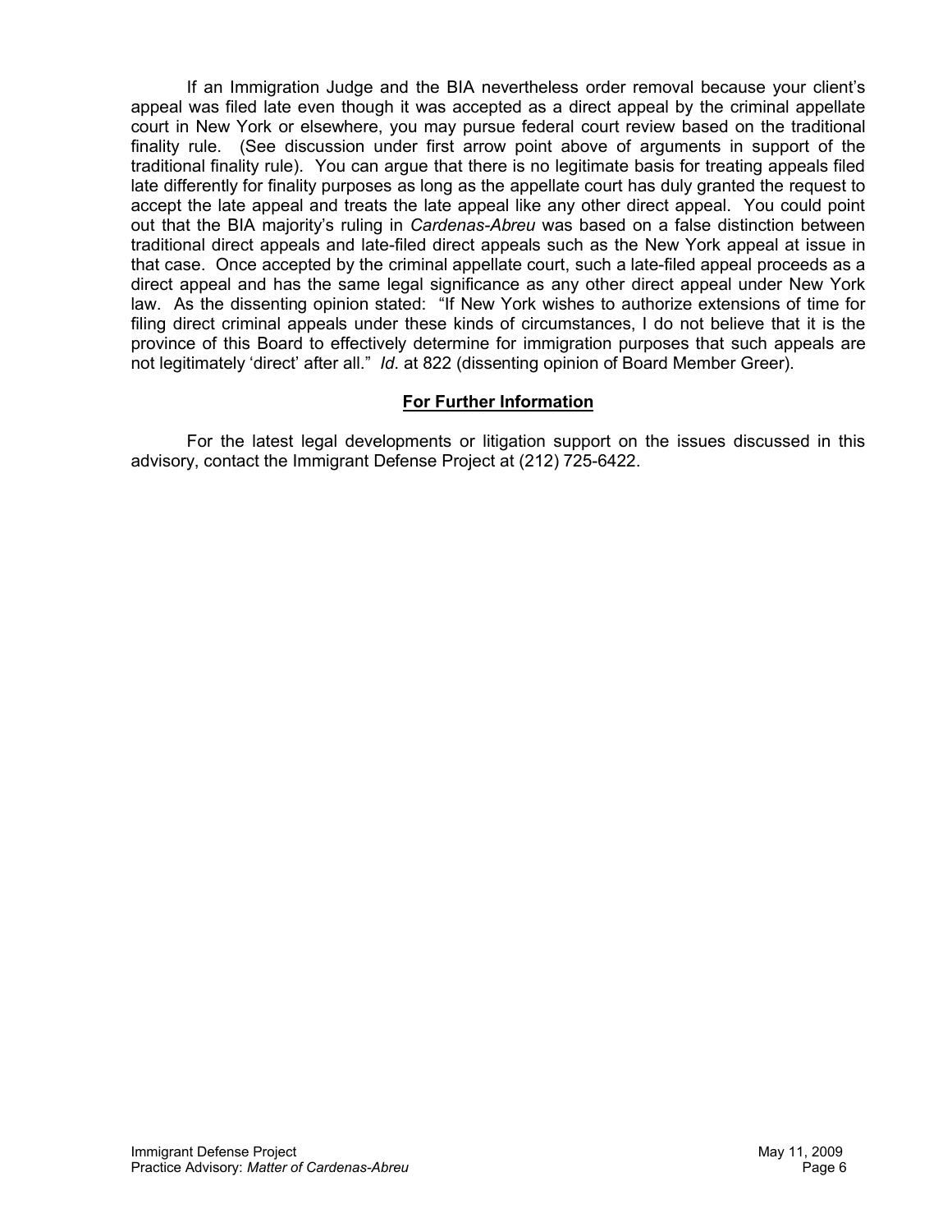If an Immigration Judge and the BIA nevertheless order removal because your client's appeal was filed late even though it was accepted as a direct appeal by the criminal appellate court in New York or elsewhere, you may pursue federal court review based on the traditional finality rule. (See discussion under first arrow point above of arguments in support of the traditional finality rule). You can argue that there is no legitimate basis for treating appeals filed late differently for finality purposes as long as the appellate court has duly granted the request to accept the late appeal and treats the late appeal like any other direct appeal. You could point out that the BIA majority's ruling in *Cardenas-Abreu* was based on a false distinction between traditional direct appeals and late-filed direct appeals such as the New York appeal at issue in that case. Once accepted by the criminal appellate court, such a late-filed appeal proceeds as a direct appeal and has the same legal significance as any other direct appeal under New York law. As the dissenting opinion stated: "If New York wishes to authorize extensions of time for filing direct criminal appeals under these kinds of circumstances, I do not believe that it is the province of this Board to effectively determine for immigration purposes that such appeals are not legitimately 'direct' after all." *Id*. at 822 (dissenting opinion of Board Member Greer).

## <u>For Further Information</u>

For the latest legal developments or litigation support on the issues discussed in this advisory, contact the Immigrant Defense Project at (212) 725-6422.